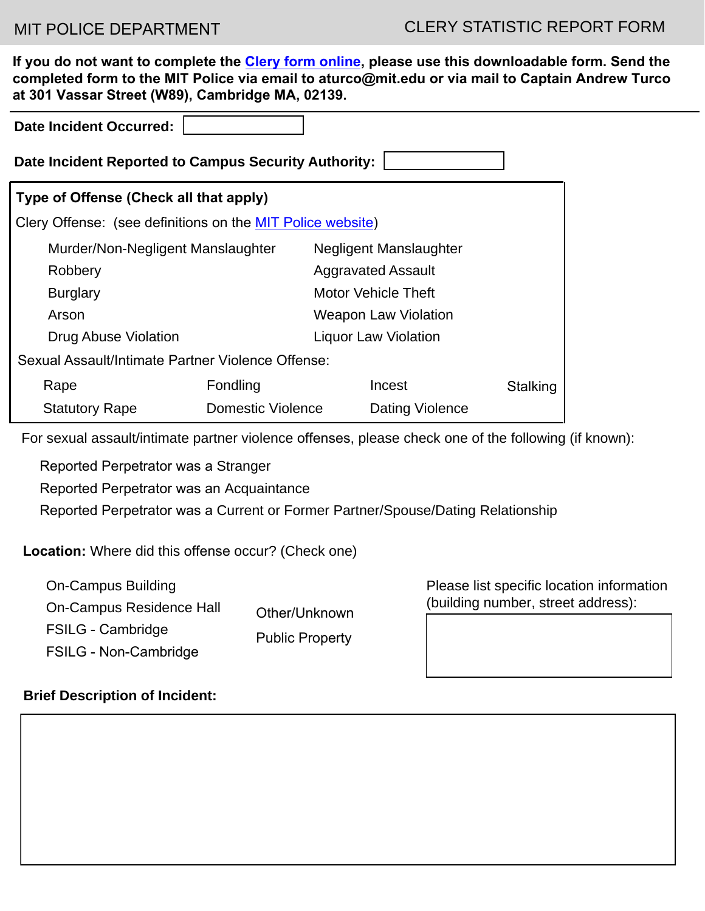MIT POLICE DEPARTMENT

# CLERY STATISTIC REPORT FORM

**If you do not want to complete the Clery form online, please use this downloadable form. Send the completed form to the MIT Police via email to aturco@mit.edu or via mail to Captain Andrew Turco at 301 Vassar Street (W89), Cambridge MA, 02139.**

**Date Incident Occurred:**

**Date Incident Reported to Campus Security Authority:**

**Type of Offense (Check all that apply)**

Clery Offense: (see definitions on the MIT Police website)

- Murder/Non-Negligent Manslaughter
- Negligent Manslaughter
- Robbery
- Aggravated Assault
- Burglary
- Motor Vehicle Theft
- Arson
- Weapon Law Violation
- Drug Abuse Violation
- Liquor Law Violation

Sexual Assault/Intimate Partner Violence Offense:

- Rape
- Fondling
- Incest
- Stalking
- Statutory Rape
- Domestic Violence
- Dating Violence

For sexual assault/intimate partner violence offenses, please check one of the following (if known):

- Reported Perpetrator was a Stranger
- Reported Perpetrator was an Acquaintance
- Reported Perpetrator was a Current or Former Partner/Spouse/Dating Relationship

**Location:** Where did this offense occur? (Check one)

- On-Campus Building
- On-Campus Residence Hall
- FSILG - Cambridge
- FSILG - Non-Cambridge
- Other/Unknown
- Public Property

Please list specific location information (building number, street address):

**Brief Description of Incident:**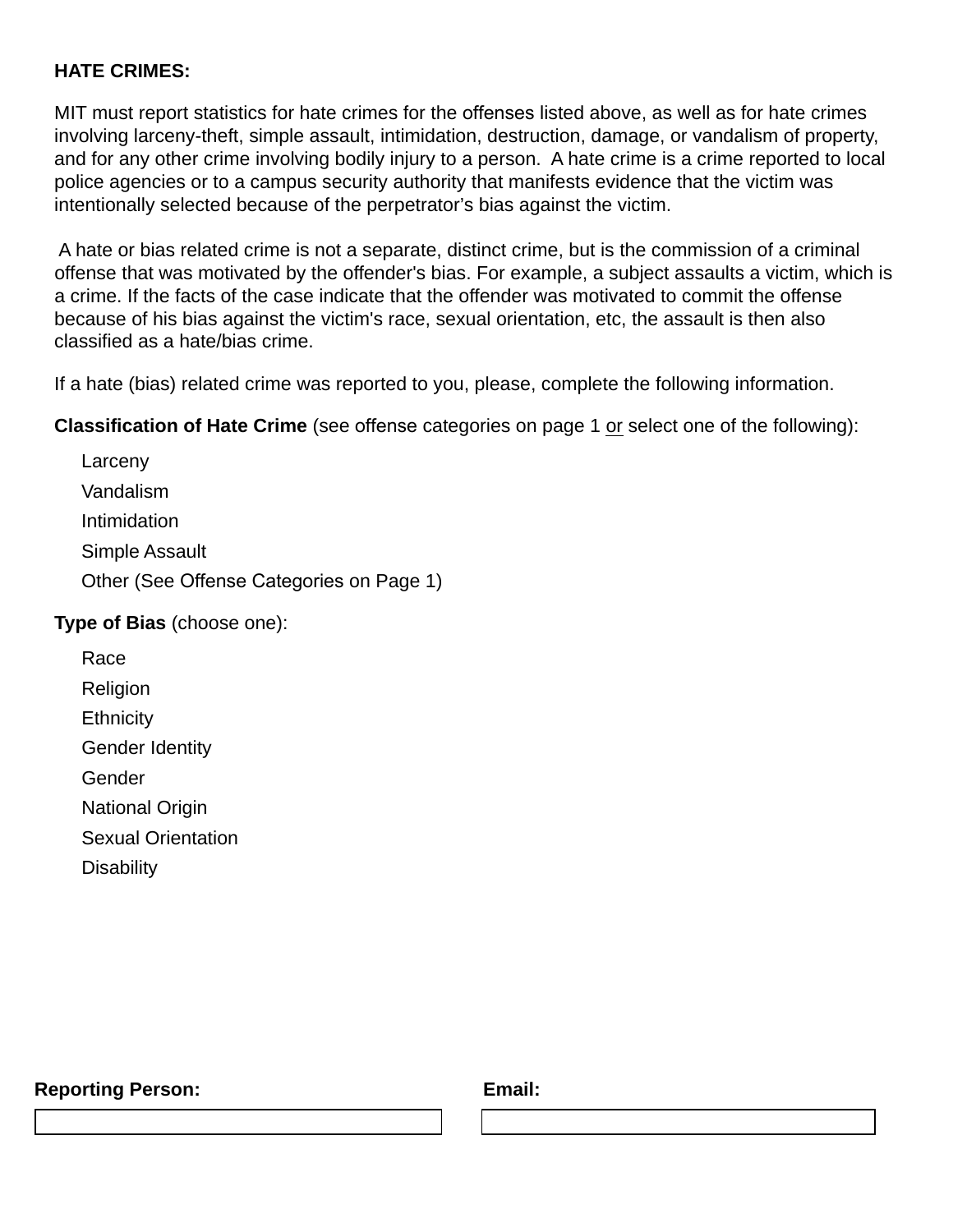**HATE CRIMES:**

MIT must report statistics for hate crimes for the offenses listed above, as well as for hate crimes involving larceny-theft, simple assault, intimidation, destruction, damage, or vandalism of property, and for any other crime involving bodily injury to a person. A hate crime is a crime reported to local police agencies or to a campus security authority that manifests evidence that the victim was intentionally selected because of the perpetrator's bias against the victim.

A hate or bias related crime is not a separate, distinct crime, but is the commission of a criminal offense that was motivated by the offender's bias. For example, a subject assaults a victim, which is a crime. If the facts of the case indicate that the offender was motivated to commit the offense because of his bias against the victim's race, sexual orientation, etc, the assault is then also classified as a hate/bias crime.

If a hate (bias) related crime was reported to you, please, complete the following information.

**Classification of Hate Crime** (see offense categories on page 1 <u>or</u> select one of the following):

- Larceny
- Vandalism
- Intimidation
- Simple Assault
- Other (See Offense Categories on Page 1)

**Type of Bias** (choose one):

- Race
- Religion
- Ethnicity
- Gender Identity
- Gender
- National Origin
- Sexual Orientation
- Disability

**Reporting Person:**

**Email:**